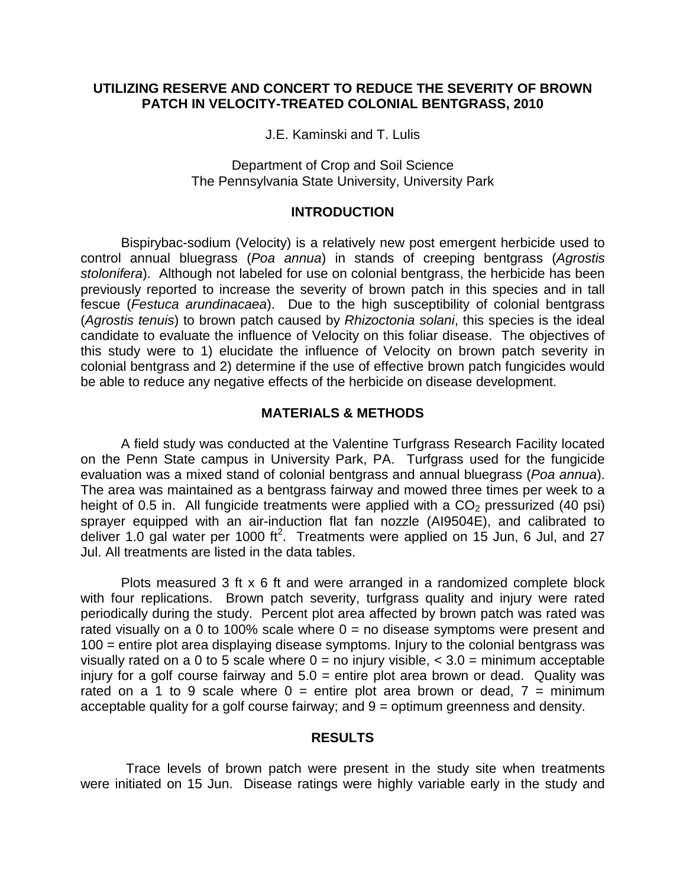# UTILIZING RESERVE AND CONCERT TO REDUCE THE SEVERITY OF BROWN PATCH IN VELOCITY-TREATED COLONIAL BENTGRASS, 2010

J.E. Kaminski and T. Lulis

Department of Crop and Soil Science
The Pennsylvania State University, University Park

## INTRODUCTION

Bispirybac-sodium (Velocity) is a relatively new post emergent herbicide used to control annual bluegrass (*Poa annua*) in stands of creeping bentgrass (*Agrostis stolonifera*). Although not labeled for use on colonial bentgrass, the herbicide has been previously reported to increase the severity of brown patch in this species and in tall fescue (*Festuca arundinacaea*). Due to the high susceptibility of colonial bentgrass (*Agrostis tenuis*) to brown patch caused by *Rhizoctonia solani*, this species is the ideal candidate to evaluate the influence of Velocity on this foliar disease. The objectives of this study were to 1) elucidate the influence of Velocity on brown patch severity in colonial bentgrass and 2) determine if the use of effective brown patch fungicides would be able to reduce any negative effects of the herbicide on disease development.

## MATERIALS & METHODS

A field study was conducted at the Valentine Turfgrass Research Facility located on the Penn State campus in University Park, PA. Turfgrass used for the fungicide evaluation was a mixed stand of colonial bentgrass and annual bluegrass (*Poa annua*). The area was maintained as a bentgrass fairway and mowed three times per week to a height of 0.5 in. All fungicide treatments were applied with a $CO_2$ pressurized (40 psi) sprayer equipped with an air-induction flat fan nozzle (AI9504E), and calibrated to deliver 1.0 gal water per 1000 $ft^2$. Treatments were applied on 15 Jun, 6 Jul, and 27 Jul. All treatments are listed in the data tables.

Plots measured 3 ft x 6 ft and were arranged in a randomized complete block with four replications. Brown patch severity, turfgrass quality and injury were rated periodically during the study. Percent plot area affected by brown patch was rated was rated visually on a 0 to 100% scale where 0 = no disease symptoms were present and 100 = entire plot area displaying disease symptoms. Injury to the colonial bentgrass was visually rated on a 0 to 5 scale where 0 = no injury visible, < 3.0 = minimum acceptable injury for a golf course fairway and 5.0 = entire plot area brown or dead. Quality was rated on a 1 to 9 scale where 0 = entire plot area brown or dead, 7 = minimum acceptable quality for a golf course fairway; and 9 = optimum greenness and density.

## RESULTS

Trace levels of brown patch were present in the study site when treatments were initiated on 15 Jun. Disease ratings were highly variable early in the study and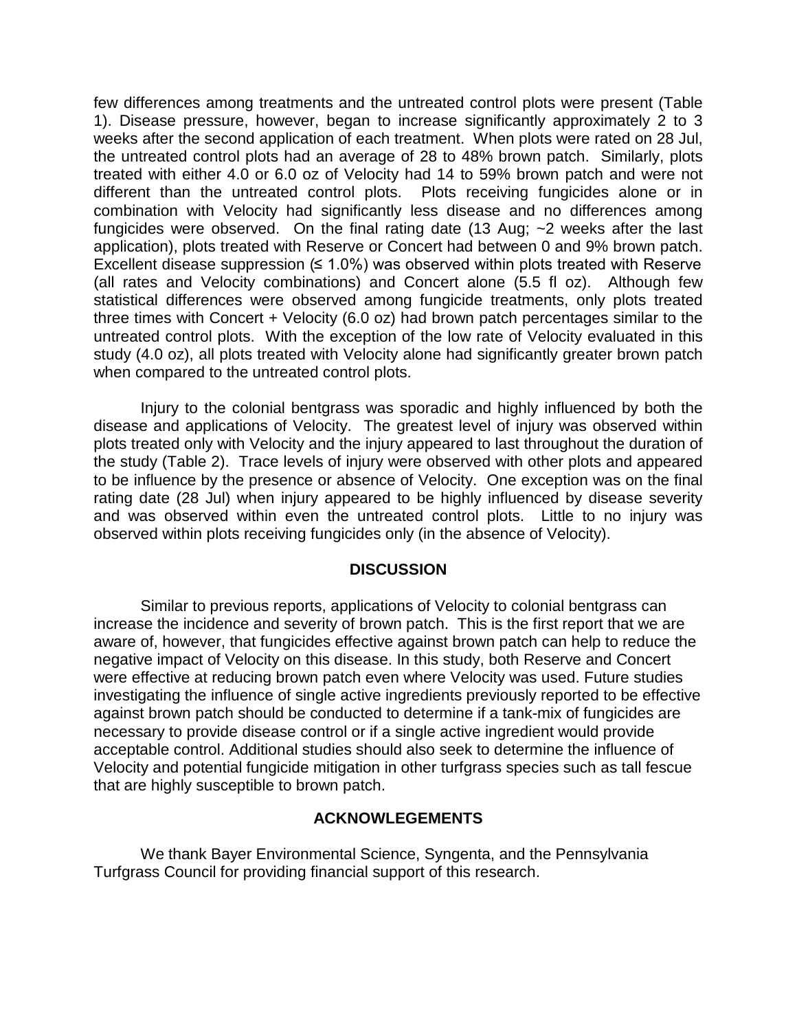few differences among treatments and the untreated control plots were present (Table 1). Disease pressure, however, began to increase significantly approximately 2 to 3 weeks after the second application of each treatment. When plots were rated on 28 Jul, the untreated control plots had an average of 28 to 48% brown patch. Similarly, plots treated with either 4.0 or 6.0 oz of Velocity had 14 to 59% brown patch and were not different than the untreated control plots. Plots receiving fungicides alone or in combination with Velocity had significantly less disease and no differences among fungicides were observed. On the final rating date (13 Aug; ~2 weeks after the last application), plots treated with Reserve or Concert had between 0 and 9% brown patch. Excellent disease suppression (≤ 1.0%) was observed within plots treated with Reserve (all rates and Velocity combinations) and Concert alone (5.5 fl oz). Although few statistical differences were observed among fungicide treatments, only plots treated three times with Concert + Velocity (6.0 oz) had brown patch percentages similar to the untreated control plots. With the exception of the low rate of Velocity evaluated in this study (4.0 oz), all plots treated with Velocity alone had significantly greater brown patch when compared to the untreated control plots.

Injury to the colonial bentgrass was sporadic and highly influenced by both the disease and applications of Velocity. The greatest level of injury was observed within plots treated only with Velocity and the injury appeared to last throughout the duration of the study (Table 2). Trace levels of injury were observed with other plots and appeared to be influence by the presence or absence of Velocity. One exception was on the final rating date (28 Jul) when injury appeared to be highly influenced by disease severity and was observed within even the untreated control plots. Little to no injury was observed within plots receiving fungicides only (in the absence of Velocity).

## DISCUSSION

Similar to previous reports, applications of Velocity to colonial bentgrass can increase the incidence and severity of brown patch. This is the first report that we are aware of, however, that fungicides effective against brown patch can help to reduce the negative impact of Velocity on this disease. In this study, both Reserve and Concert were effective at reducing brown patch even where Velocity was used. Future studies investigating the influence of single active ingredients previously reported to be effective against brown patch should be conducted to determine if a tank-mix of fungicides are necessary to provide disease control or if a single active ingredient would provide acceptable control. Additional studies should also seek to determine the influence of Velocity and potential fungicide mitigation in other turfgrass species such as tall fescue that are highly susceptible to brown patch.

## ACKNOWLEGEMENTS

We thank Bayer Environmental Science, Syngenta, and the Pennsylvania Turfgrass Council for providing financial support of this research.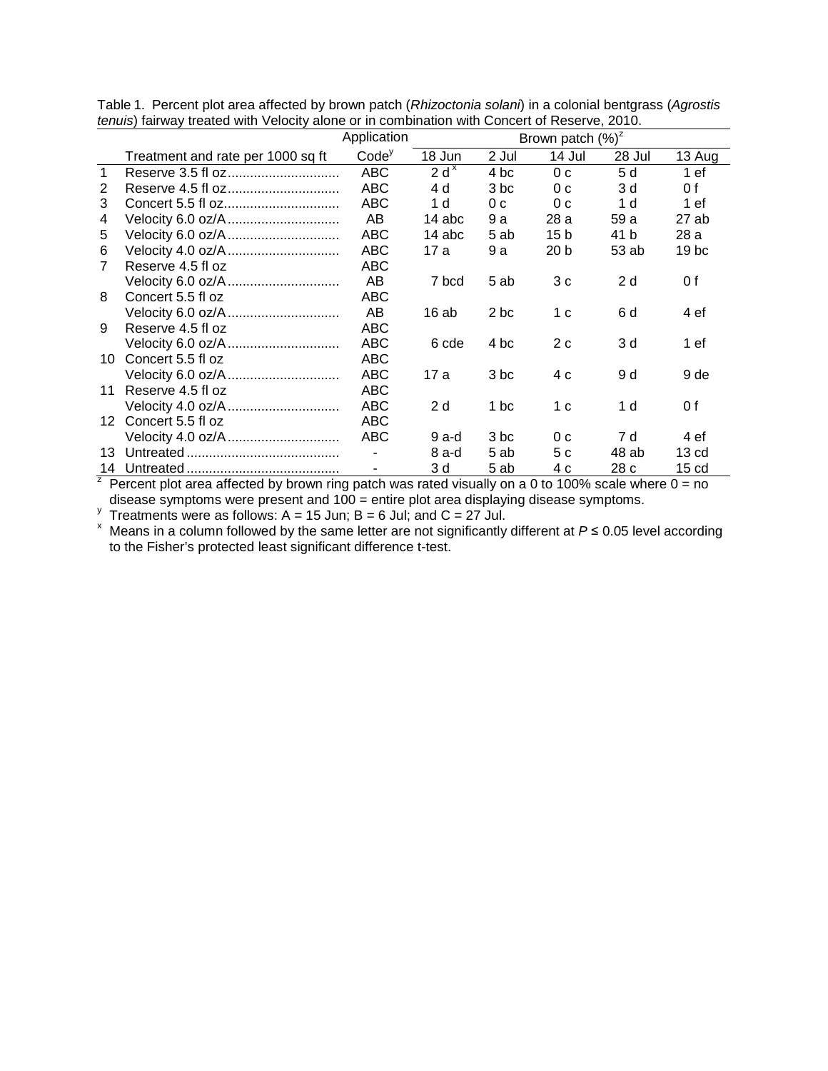Table 1. Percent plot area affected by brown patch (*Rhizoctonia solani*) in a colonial bentgrass (*Agrostis tenuis*) fairway treated with Velocity alone or in combination with Concert of Reserve, 2010.

| | Treatment and rate per 1000 sq ft | Application Code[y] | Brown patch (%)[z] 18 Jun | 2 Jul | 14 Jul | 28 Jul | 13 Aug |
|---|---|---|---|---|---|---|---|
| 1 | Reserve 3.5 fl oz | ABC | 2 d[x] | 4 bc | 0 c | 5 d | 1 ef |
| 2 | Reserve 4.5 fl oz | ABC | 4 d | 3 bc | 0 c | 3 d | 0 f |
| 3 | Concert 5.5 fl oz | ABC | 1 d | 0 c | 0 c | 1 d | 1 ef |
| 4 | Velocity 6.0 oz/A | AB | 14 abc | 9 a | 28 a | 59 a | 27 ab |
| 5 | Velocity 6.0 oz/A | ABC | 14 abc | 5 ab | 15 b | 41 b | 28 a |
| 6 | Velocity 4.0 oz/A | ABC | 17 a | 9 a | 20 b | 53 ab | 19 bc |
| 7 | Reserve 4.5 fl oz | ABC | | | | | |
| | Velocity 6.0 oz/A | AB | 7 bcd | 5 ab | 3 c | 2 d | 0 f |
| 8 | Concert 5.5 fl oz | ABC | | | | | |
| | Velocity 6.0 oz/A | AB | 16 ab | 2 bc | 1 c | 6 d | 4 ef |
| 9 | Reserve 4.5 fl oz | ABC | | | | | |
| | Velocity 6.0 oz/A | ABC | 6 cde | 4 bc | 2 c | 3 d | 1 ef |
| 10 | Concert 5.5 fl oz | ABC | | | | | |
| | Velocity 6.0 oz/A | ABC | 17 a | 3 bc | 4 c | 9 d | 9 de |
| 11 | Reserve 4.5 fl oz | ABC | | | | | |
| | Velocity 4.0 oz/A | ABC | 2 d | 1 bc | 1 c | 1 d | 0 f |
| 12 | Concert 5.5 fl oz | ABC | | | | | |
| | Velocity 4.0 oz/A | ABC | 9 a-d | 3 bc | 0 c | 7 d | 4 ef |
| 13 | Untreated | - | 8 a-d | 5 ab | 5 c | 48 ab | 13 cd |
| 14 | Untreated | - | 3 d | 5 ab | 4 c | 28 c | 15 cd |

[z] Percent plot area affected by brown ring patch was rated visually on a 0 to 100% scale where 0 = no disease symptoms were present and 100 = entire plot area displaying disease symptoms.

[y] Treatments were as follows: A = 15 Jun; B = 6 Jul; and C = 27 Jul.

[x] Means in a column followed by the same letter are not significantly different at $P \leq 0.05$ level according to the Fisher's protected least significant difference t-test.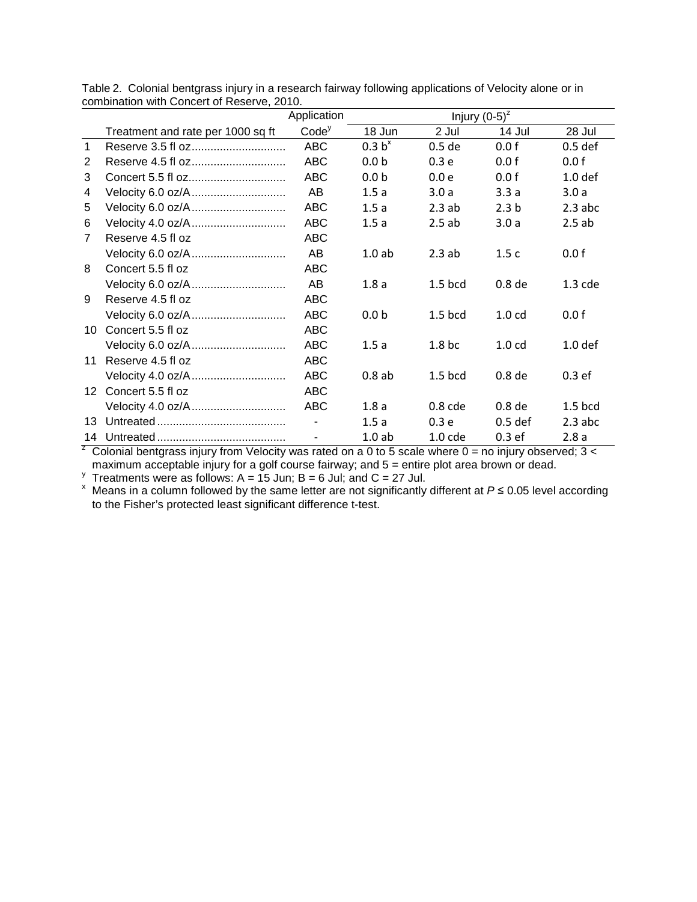Table 2. Colonial bentgrass injury in a research fairway following applications of Velocity alone or in combination with Concert of Reserve, 2010.

| | Treatment and rate per 1000 sq ft | Application Code[y] | Injury (0-5)[z] 18 Jun | 2 Jul | 14 Jul | 28 Jul |
|---|---|---|---|---|---|---|
| 1 | Reserve 3.5 fl oz............................. | ABC | 0.3 b[x] | 0.5 de | 0.0 f | 0.5 def |
| 2 | Reserve 4.5 fl oz............................. | ABC | 0.0 b | 0.3 e | 0.0 f | 0.0 f |
| 3 | Concert 5.5 fl oz.............................. | ABC | 0.0 b | 0.0 e | 0.0 f | 1.0 def |
| 4 | Velocity 6.0 oz/A............................. | AB | 1.5 a | 3.0 a | 3.3 a | 3.0 a |
| 5 | Velocity 6.0 oz/A............................. | ABC | 1.5 a | 2.3 ab | 2.3 b | 2.3 abc |
| 6 | Velocity 4.0 oz/A............................. | ABC | 1.5 a | 2.5 ab | 3.0 a | 2.5 ab |
| 7 | Reserve 4.5 fl oz | ABC | | | | |
| | Velocity 6.0 oz/A............................. | AB | 1.0 ab | 2.3 ab | 1.5 c | 0.0 f |
| 8 | Concert 5.5 fl oz | ABC | | | | |
| | Velocity 6.0 oz/A............................. | AB | 1.8 a | 1.5 bcd | 0.8 de | 1.3 cde |
| 9 | Reserve 4.5 fl oz | ABC | | | | |
| | Velocity 6.0 oz/A............................. | ABC | 0.0 b | 1.5 bcd | 1.0 cd | 0.0 f |
| 10 | Concert 5.5 fl oz | ABC | | | | |
| | Velocity 6.0 oz/A............................. | ABC | 1.5 a | 1.8 bc | 1.0 cd | 1.0 def |
| 11 | Reserve 4.5 fl oz | ABC | | | | |
| | Velocity 4.0 oz/A............................. | ABC | 0.8 ab | 1.5 bcd | 0.8 de | 0.3 ef |
| 12 | Concert 5.5 fl oz | ABC | | | | |
| | Velocity 4.0 oz/A............................. | ABC | 1.8 a | 0.8 cde | 0.8 de | 1.5 bcd |
| 13 | Untreated........................................ | - | 1.5 a | 0.3 e | 0.5 def | 2.3 abc |
| 14 | Untreated........................................ | - | 1.0 ab | 1.0 cde | 0.3 ef | 2.8 a |

[z] Colonial bentgrass injury from Velocity was rated on a 0 to 5 scale where 0 = no injury observed; 3 < maximum acceptable injury for a golf course fairway; and 5 = entire plot area brown or dead.

[y] Treatments were as follows: A = 15 Jun; B = 6 Jul; and C = 27 Jul.

[x] Means in a column followed by the same letter are not significantly different at $P \leq 0.05$ level according to the Fisher's protected least significant difference t-test.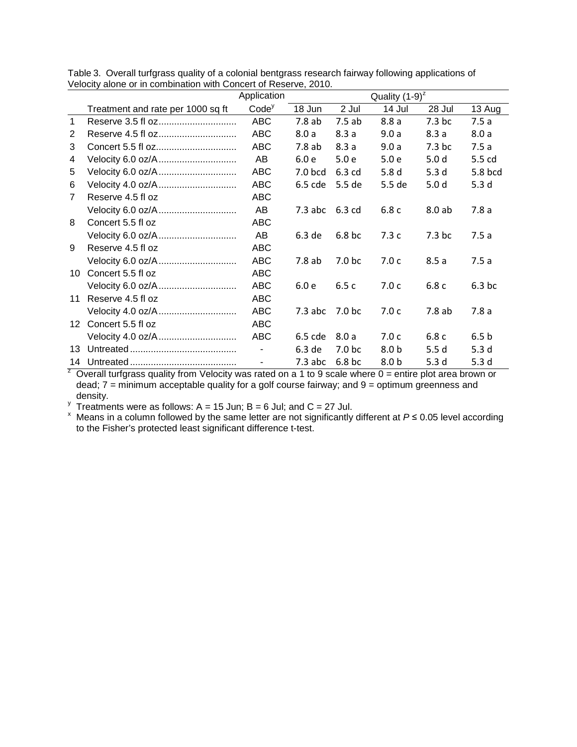Table 3. Overall turfgrass quality of a colonial bentgrass research fairway following applications of Velocity alone or in combination with Concert of Reserve, 2010.

| | Treatment and rate per 1000 sq ft | Application Code[y] | Quality (1-9)[z] | | | | |
|---|---|---|---|---|---|---|---|
| | | | 18 Jun | 2 Jul | 14 Jul | 28 Jul | 13 Aug |
| 1 | Reserve 3.5 fl oz.............................. | ABC | 7.8 ab | 7.5 ab | 8.8 a | 7.3 bc | 7.5 a |
| 2 | Reserve 4.5 fl oz.............................. | ABC | 8.0 a | 8.3 a | 9.0 a | 8.3 a | 8.0 a |
| 3 | Concert 5.5 fl oz.............................. | ABC | 7.8 ab | 8.3 a | 9.0 a | 7.3 bc | 7.5 a |
| 4 | Velocity 6.0 oz/A.............................. | AB | 6.0 e | 5.0 e | 5.0 e | 5.0 d | 5.5 cd |
| 5 | Velocity 6.0 oz/A.............................. | ABC | 7.0 bcd | 6.3 cd | 5.8 d | 5.3 d | 5.8 bcd |
| 6 | Velocity 4.0 oz/A.............................. | ABC | 6.5 cde | 5.5 de | 5.5 de | 5.0 d | 5.3 d |
| 7 | Reserve 4.5 fl oz | ABC | | | | | |
| | Velocity 6.0 oz/A.............................. | AB | 7.3 abc | 6.3 cd | 6.8 c | 8.0 ab | 7.8 a |
| 8 | Concert 5.5 fl oz | ABC | | | | | |
| | Velocity 6.0 oz/A.............................. | AB | 6.3 de | 6.8 bc | 7.3 c | 7.3 bc | 7.5 a |
| 9 | Reserve 4.5 fl oz | ABC | | | | | |
| | Velocity 6.0 oz/A.............................. | ABC | 7.8 ab | 7.0 bc | 7.0 c | 8.5 a | 7.5 a |
| 10 | Concert 5.5 fl oz | ABC | | | | | |
| | Velocity 6.0 oz/A.............................. | ABC | 6.0 e | 6.5 c | 7.0 c | 6.8 c | 6.3 bc |
| 11 | Reserve 4.5 fl oz | ABC | | | | | |
| | Velocity 4.0 oz/A.............................. | ABC | 7.3 abc | 7.0 bc | 7.0 c | 7.8 ab | 7.8 a |
| 12 | Concert 5.5 fl oz | ABC | | | | | |
| | Velocity 4.0 oz/A.............................. | ABC | 6.5 cde | 8.0 a | 7.0 c | 6.8 c | 6.5 b |
| 13 | Untreated......................................... | - | 6.3 de | 7.0 bc | 8.0 b | 5.5 d | 5.3 d |
| 14 | Untreated......................................... | - | 7.3 abc | 6.8 bc | 8.0 b | 5.3 d | 5.3 d |

[z] Overall turfgrass quality from Velocity was rated on a 1 to 9 scale where 0 = entire plot area brown or dead; 7 = minimum acceptable quality for a golf course fairway; and 9 = optimum greenness and density.

[y] Treatments were as follows: A = 15 Jun; B = 6 Jul; and C = 27 Jul.

[x] Means in a column followed by the same letter are not significantly different at $P \leq 0.05$ level according to the Fisher's protected least significant difference t-test.